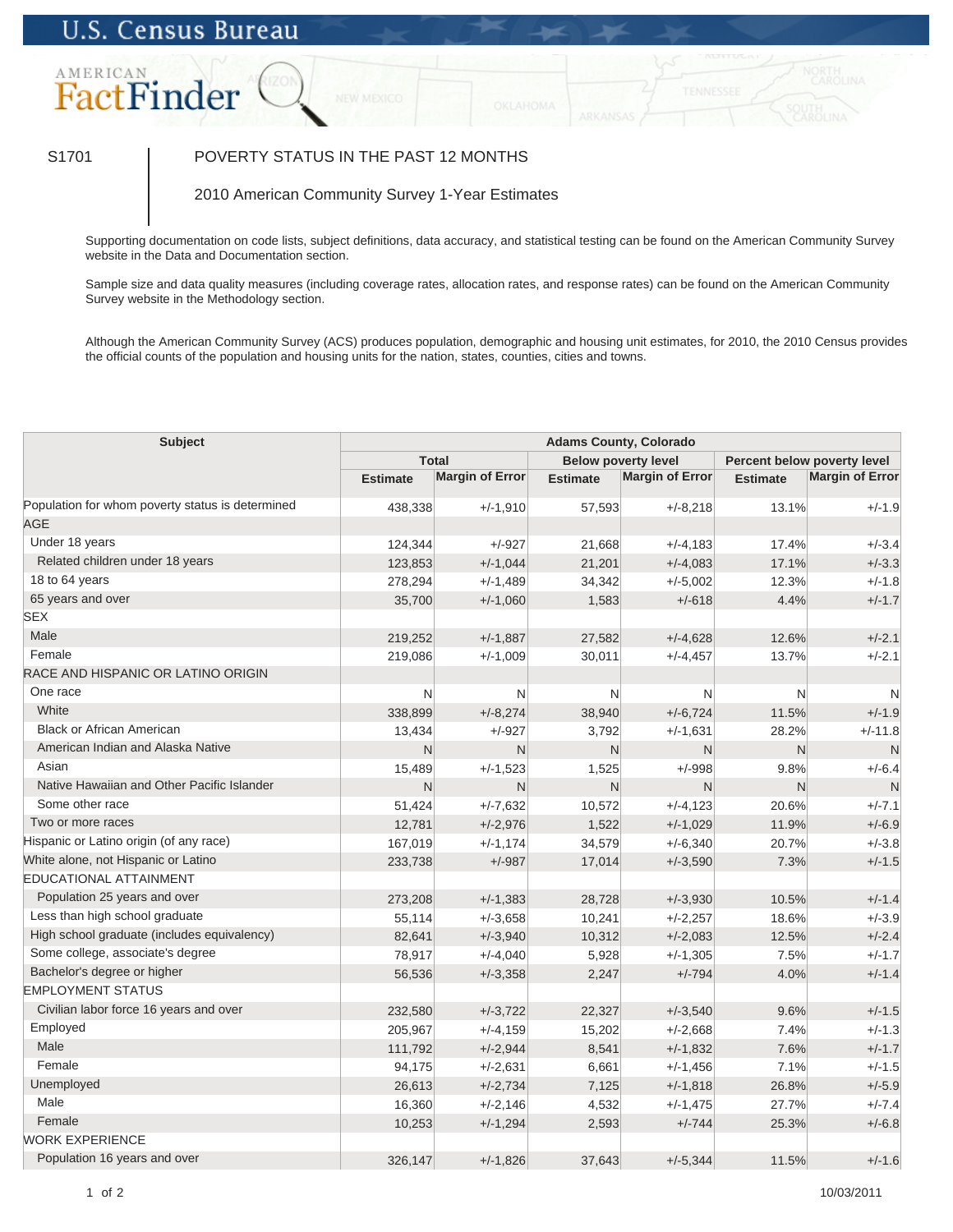U.S. Census Bureau

AMERICAN FactFinder

S1701

# POVERTY STATUS IN THE PAST 12 MONTHS

2010 American Community Survey 1-Year Estimates

Supporting documentation on code lists, subject definitions, data accuracy, and statistical testing can be found on the American Community Survey website in the Data and Documentation section.

Sample size and data quality measures (including coverage rates, allocation rates, and response rates) can be found on the American Community Survey website in the Methodology section.

Although the American Community Survey (ACS) produces population, demographic and housing unit estimates, for 2010, the 2010 Census provides the official counts of the population and housing units for the nation, states, counties, cities and towns.

| Subject | Adams County, Colorado | | | | | |
|---|---|---|---|---|---|---|
| | Total | | Below poverty level | | Percent below poverty level | |
| | Estimate | Margin of Error | Estimate | Margin of Error | Estimate | Margin of Error |
| Population for whom poverty status is determined | 438,338 | +/-1,910 | 57,593 | +/-8,218 | 13.1% | +/-1.9 |
| AGE | | | | | | |
| Under 18 years | 124,344 | +/-927 | 21,668 | +/-4,183 | 17.4% | +/-3.4 |
| Related children under 18 years | 123,853 | +/-1,044 | 21,201 | +/-4,083 | 17.1% | +/-3.3 |
| 18 to 64 years | 278,294 | +/-1,489 | 34,342 | +/-5,002 | 12.3% | +/-1.8 |
| 65 years and over | 35,700 | +/-1,060 | 1,583 | +/-618 | 4.4% | +/-1.7 |
| SEX | | | | | | |
| Male | 219,252 | +/-1,887 | 27,582 | +/-4,628 | 12.6% | +/-2.1 |
| Female | 219,086 | +/-1,009 | 30,011 | +/-4,457 | 13.7% | +/-2.1 |
| RACE AND HISPANIC OR LATINO ORIGIN | | | | | | |
| One race | N | N | N | N | N | N |
| White | 338,899 | +/-8,274 | 38,940 | +/-6,724 | 11.5% | +/-1.9 |
| Black or African American | 13,434 | +/-927 | 3,792 | +/-1,631 | 28.2% | +/-11.8 |
| American Indian and Alaska Native | N | N | N | N | N | N |
| Asian | 15,489 | +/-1,523 | 1,525 | +/-998 | 9.8% | +/-6.4 |
| Native Hawaiian and Other Pacific Islander | N | N | N | N | N | N |
| Some other race | 51,424 | +/-7,632 | 10,572 | +/-4,123 | 20.6% | +/-7.1 |
| Two or more races | 12,781 | +/-2,976 | 1,522 | +/-1,029 | 11.9% | +/-6.9 |
| Hispanic or Latino origin (of any race) | 167,019 | +/-1,174 | 34,579 | +/-6,340 | 20.7% | +/-3.8 |
| White alone, not Hispanic or Latino | 233,738 | +/-987 | 17,014 | +/-3,590 | 7.3% | +/-1.5 |
| EDUCATIONAL ATTAINMENT | | | | | | |
| Population 25 years and over | 273,208 | +/-1,383 | 28,728 | +/-3,930 | 10.5% | +/-1.4 |
| Less than high school graduate | 55,114 | +/-3,658 | 10,241 | +/-2,257 | 18.6% | +/-3.9 |
| High school graduate (includes equivalency) | 82,641 | +/-3,940 | 10,312 | +/-2,083 | 12.5% | +/-2.4 |
| Some college, associate's degree | 78,917 | +/-4,040 | 5,928 | +/-1,305 | 7.5% | +/-1.7 |
| Bachelor's degree or higher | 56,536 | +/-3,358 | 2,247 | +/-794 | 4.0% | +/-1.4 |
| EMPLOYMENT STATUS | | | | | | |
| Civilian labor force 16 years and over | 232,580 | +/-3,722 | 22,327 | +/-3,540 | 9.6% | +/-1.5 |
| Employed | 205,967 | +/-4,159 | 15,202 | +/-2,668 | 7.4% | +/-1.3 |
| Male | 111,792 | +/-2,944 | 8,541 | +/-1,832 | 7.6% | +/-1.7 |
| Female | 94,175 | +/-2,631 | 6,661 | +/-1,456 | 7.1% | +/-1.5 |
| Unemployed | 26,613 | +/-2,734 | 7,125 | +/-1,818 | 26.8% | +/-5.9 |
| Male | 16,360 | +/-2,146 | 4,532 | +/-1,475 | 27.7% | +/-7.4 |
| Female | 10,253 | +/-1,294 | 2,593 | +/-744 | 25.3% | +/-6.8 |
| WORK EXPERIENCE | | | | | | |
| Population 16 years and over | 326,147 | +/-1,826 | 37,643 | +/-5,344 | 11.5% | +/-1.6 |

10/03/2011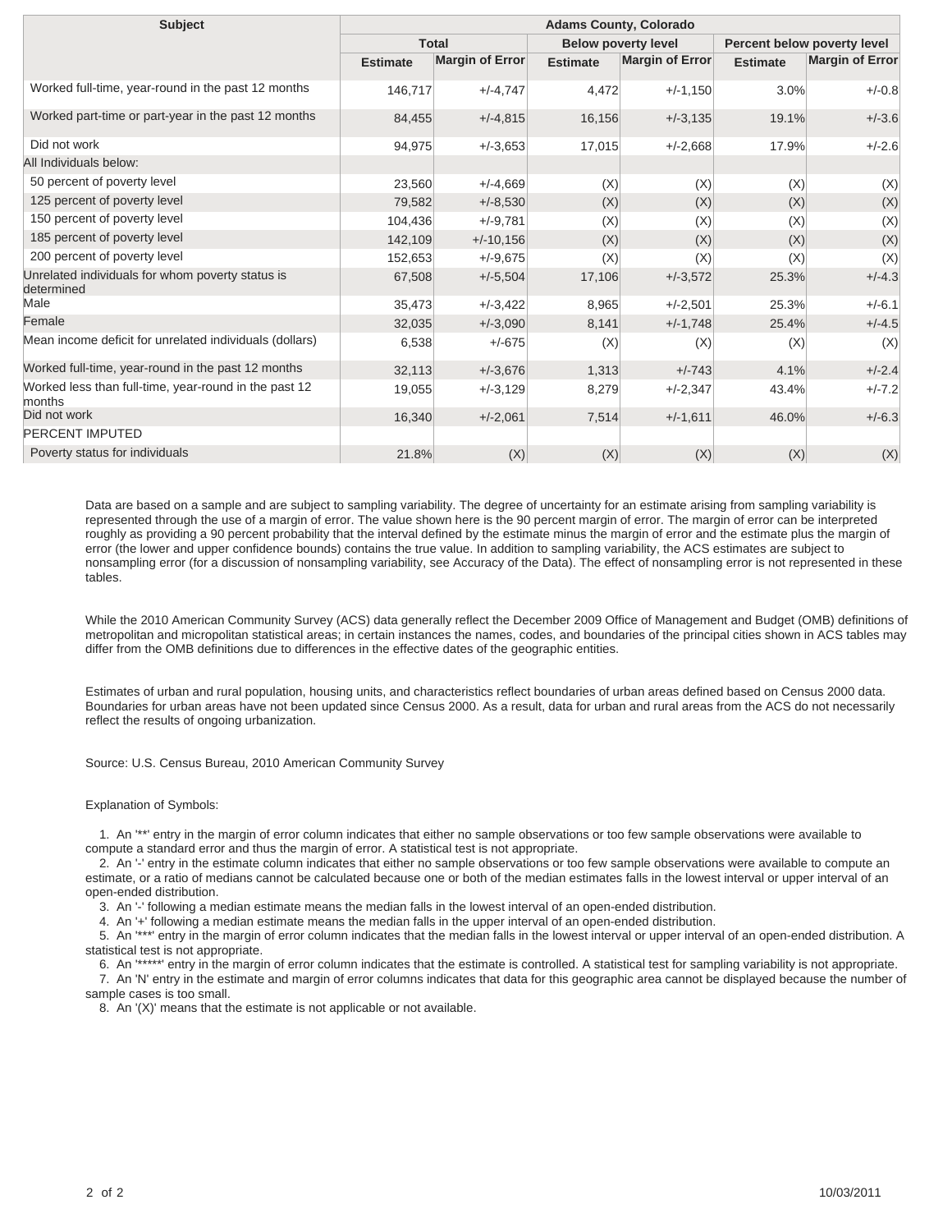| Subject | Adams County, Colorado | | | | | |
|---|---|---|---|---|---|---|
| | Total | | Below poverty level | | Percent below poverty level | |
| | Estimate | Margin of Error | Estimate | Margin of Error | Estimate | Margin of Error |
| Worked full-time, year-round in the past 12 months | 146,717 | +/-4,747 | 4,472 | +/-1,150 | 3.0% | +/-0.8 |
| Worked part-time or part-year in the past 12 months | 84,455 | +/-4,815 | 16,156 | +/-3,135 | 19.1% | +/-3.6 |
| Did not work | 94,975 | +/-3,653 | 17,015 | +/-2,668 | 17.9% | +/-2.6 |
| All Individuals below: | | | | | | |
| 50 percent of poverty level | 23,560 | +/-4,669 | (X) | (X) | (X) | (X) |
| 125 percent of poverty level | 79,582 | +/-8,530 | (X) | (X) | (X) | (X) |
| 150 percent of poverty level | 104,436 | +/-9,781 | (X) | (X) | (X) | (X) |
| 185 percent of poverty level | 142,109 | +/-10,156 | (X) | (X) | (X) | (X) |
| 200 percent of poverty level | 152,653 | +/-9,675 | (X) | (X) | (X) | (X) |
| Unrelated individuals for whom poverty status is determined | 67,508 | +/-5,504 | 17,106 | +/-3,572 | 25.3% | +/-4.3 |
| Male | 35,473 | +/-3,422 | 8,965 | +/-2,501 | 25.3% | +/-6.1 |
| Female | 32,035 | +/-3,090 | 8,141 | +/-1,748 | 25.4% | +/-4.5 |
| Mean income deficit for unrelated individuals (dollars) | 6,538 | +/-675 | (X) | (X) | (X) | (X) |
| Worked full-time, year-round in the past 12 months | 32,113 | +/-3,676 | 1,313 | +/-743 | 4.1% | +/-2.4 |
| Worked less than full-time, year-round in the past 12 months | 19,055 | +/-3,129 | 8,279 | +/-2,347 | 43.4% | +/-7.2 |
| Did not work | 16,340 | +/-2,061 | 7,514 | +/-1,611 | 46.0% | +/-6.3 |
| PERCENT IMPUTED | | | | | | |
| Poverty status for individuals | 21.8% | (X) | (X) | (X) | (X) | (X) |

Data are based on a sample and are subject to sampling variability. The degree of uncertainty for an estimate arising from sampling variability is represented through the use of a margin of error. The value shown here is the 90 percent margin of error. The margin of error can be interpreted roughly as providing a 90 percent probability that the interval defined by the estimate minus the margin of error and the estimate plus the margin of error (the lower and upper confidence bounds) contains the true value. In addition to sampling variability, the ACS estimates are subject to nonsampling error (for a discussion of nonsampling variability, see Accuracy of the Data). The effect of nonsampling error is not represented in these tables.

While the 2010 American Community Survey (ACS) data generally reflect the December 2009 Office of Management and Budget (OMB) definitions of metropolitan and micropolitan statistical areas; in certain instances the names, codes, and boundaries of the principal cities shown in ACS tables may differ from the OMB definitions due to differences in the effective dates of the geographic entities.

Estimates of urban and rural population, housing units, and characteristics reflect boundaries of urban areas defined based on Census 2000 data. Boundaries for urban areas have not been updated since Census 2000. As a result, data for urban and rural areas from the ACS do not necessarily reflect the results of ongoing urbanization.

Source: U.S. Census Bureau, 2010 American Community Survey

Explanation of Symbols:

1. An '**' entry in the margin of error column indicates that either no sample observations or too few sample observations were available to compute a standard error and thus the margin of error. A statistical test is not appropriate.
2. An '-' entry in the estimate column indicates that either no sample observations or too few sample observations were available to compute an estimate, or a ratio of medians cannot be calculated because one or both of the median estimates falls in the lowest interval or upper interval of an open-ended distribution.
3. An '-' following a median estimate means the median falls in the lowest interval of an open-ended distribution.
4. An '+' following a median estimate means the median falls in the upper interval of an open-ended distribution.
5. An '***' entry in the margin of error column indicates that the median falls in the lowest interval or upper interval of an open-ended distribution. A statistical test is not appropriate.
6. An '*****' entry in the margin of error column indicates that the estimate is controlled. A statistical test for sampling variability is not appropriate.
7. An 'N' entry in the estimate and margin of error columns indicates that data for this geographic area cannot be displayed because the number of sample cases is too small.
8. An '(X)' means that the estimate is not applicable or not available.

10/03/2011